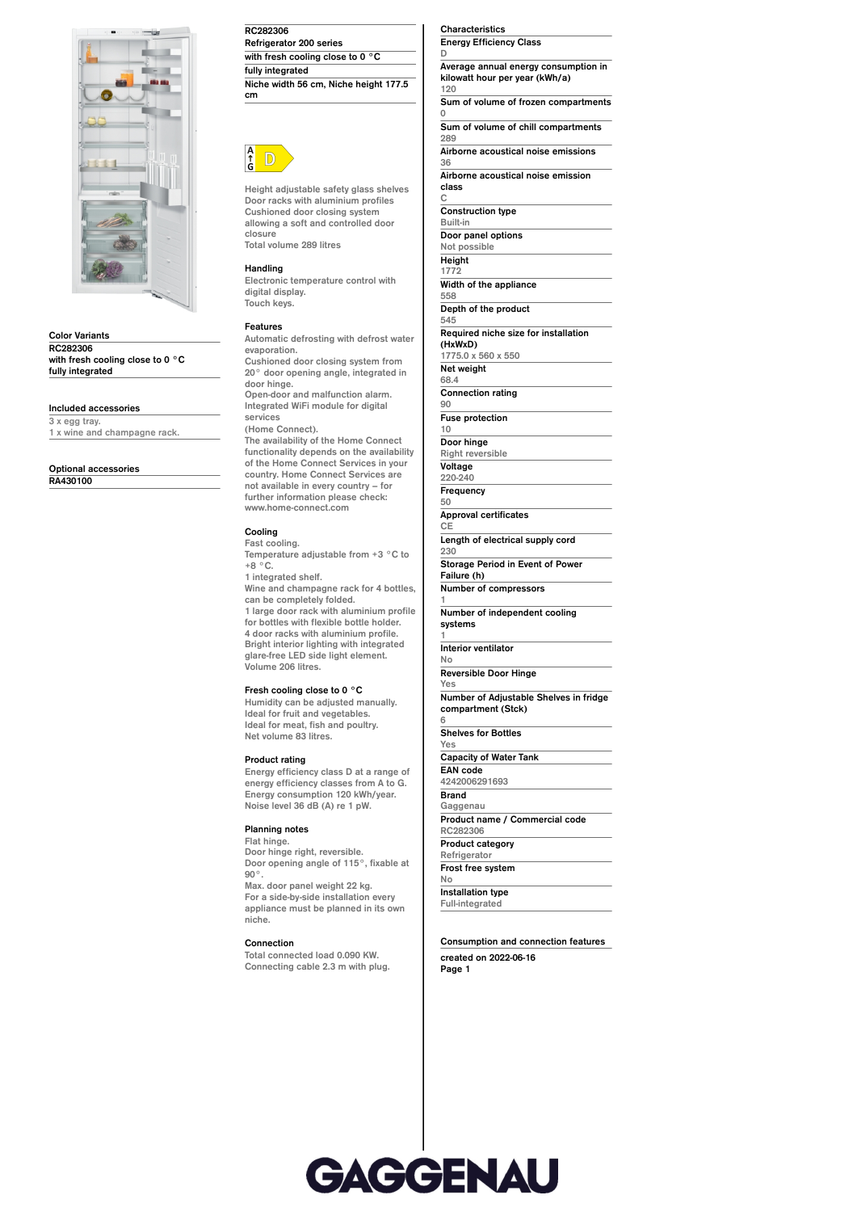**Color Variants**

**RC282306**
**with fresh cooling close to 0 °C**
**fully integrated**

**Included accessories**

3 x egg tray.
1 x wine and champagne rack.

**Optional accessories**

**RA430100**

**RC282306**
**Refrigerator 200 series**
**with fresh cooling close to 0 °C**
**fully integrated**
**Niche width 56 cm, Niche height 177.5 cm**

A G D

Height adjustable safety glass shelves
Door racks with aluminium profiles
Cushioned door closing system allowing a soft and controlled door closure
Total volume 289 litres

**Handling**

Electronic temperature control with digital display.
Touch keys.

**Features**

Automatic defrosting with defrost water evaporation.
Cushioned door closing system from 20° door opening angle, integrated in door hinge.
Open-door and malfunction alarm.
Integrated WiFi module for digital services
(Home Connect).
The availability of the Home Connect functionality depends on the availability of the Home Connect Services in your country. Home Connect Services are not available in every country – for further information please check: www.home-connect.com

**Cooling**

Fast cooling.
Temperature adjustable from +3 °C to +8 °C.
1 integrated shelf.
Wine and champagne rack for 4 bottles, can be completely folded.
1 large door rack with aluminium profile for bottles with flexible bottle holder.
4 door racks with aluminium profile.
Bright interior lighting with integrated glare-free LED side light element.
Volume 206 litres.

**Fresh cooling close to 0 °C**

Humidity can be adjusted manually.
Ideal for fruit and vegetables.
Ideal for meat, fish and poultry.
Net volume 83 litres.

**Product rating**

Energy efficiency class D at a range of energy efficiency classes from A to G.
Energy consumption 120 kWh/year.
Noise level 36 dB (A) re 1 pW.

**Planning notes**

Flat hinge.
Door hinge right, reversible.
Door opening angle of 115°, fixable at 90°.
Max. door panel weight 22 kg.
For a side-by-side installation every appliance must be planned in its own niche.

**Connection**

Total connected load 0.090 KW.
Connecting cable 2.3 m with plug.

**Characteristics**

**Energy Efficiency Class**
D

**Average annual energy consumption in kilowatt hour per year (kWh/a)**
120

**Sum of volume of frozen compartments**
0

**Sum of volume of chill compartments**
289

**Airborne acoustical noise emissions**
36

**Airborne acoustical noise emission class**
C

**Construction type**
Built-in

**Door panel options**
Not possible

**Height**
1772

**Width of the appliance**
558

**Depth of the product**
545

**Required niche size for installation (HxWxD)**
1775.0 x 560 x 550

**Net weight**
68.4

**Connection rating**
90

**Fuse protection**
10

**Door hinge**
Right reversible

**Voltage**
220-240

**Frequency**
50

**Approval certificates**
CE

**Length of electrical supply cord**
230

**Storage Period in Event of Power Failure (h)**

**Number of compressors**
1

**Number of independent cooling systems**
1

**Interior ventilator**
No

**Reversible Door Hinge**
Yes

**Number of Adjustable Shelves in fridge compartment (Stck)**
6

**Shelves for Bottles**
Yes

**Capacity of Water Tank**

**EAN code**
4242006291693

**Brand**
Gaggenau

**Product name / Commercial code**
RC282306

**Product category**
Refrigerator

**Frost free system**
No

**Installation type**
Full-integrated

**Consumption and connection features**

created on 2022-06-16

GAGGENAU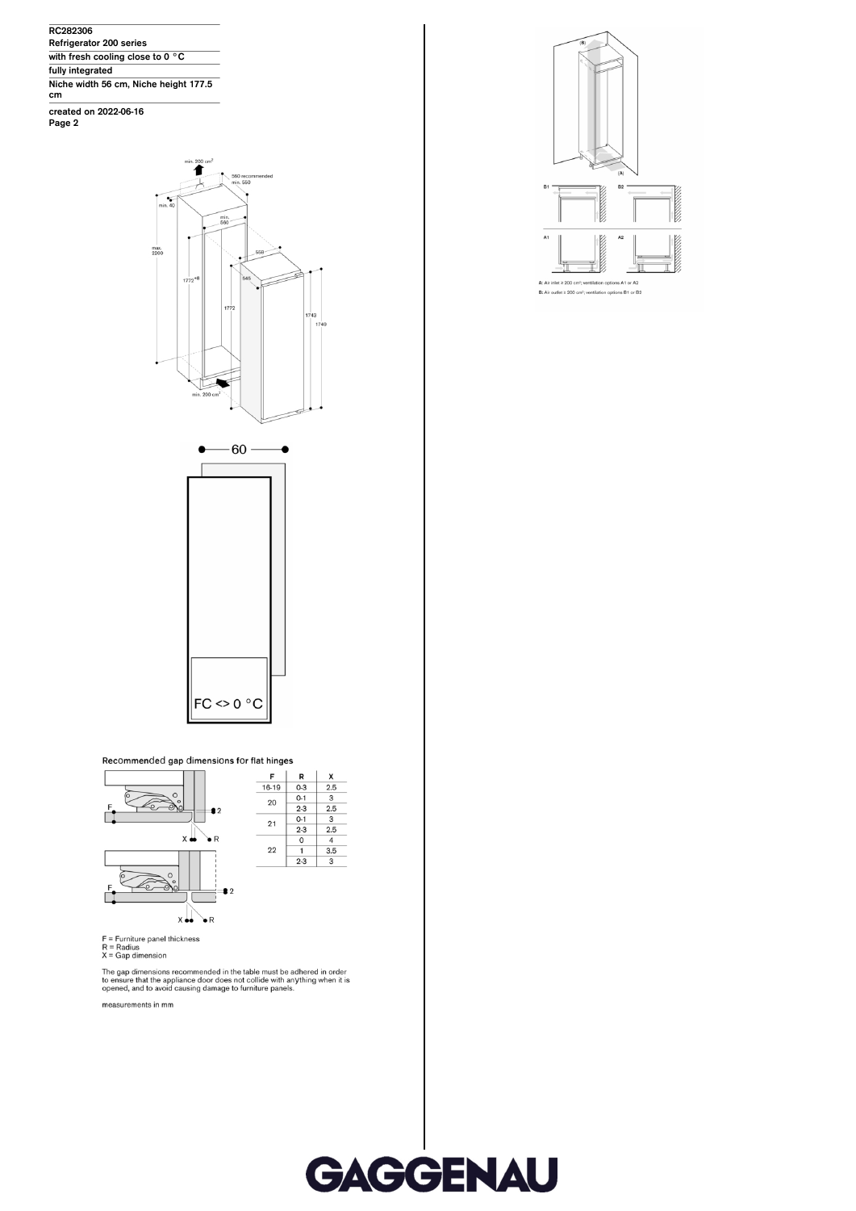RC282306
Refrigerator 200 series
with fresh cooling close to 0 °C
fully integrated
Niche width 56 cm, Niche height 177.5 cm

created on 2022-06-16

min. 200 cm²
560 recommended
min. 550
min. 40
min. 560
max. 2200
1772+8
1772
558
545
1743
1749
min. 200 cm²

60

FC <> 0 °C

## Recommended gap dimensions for flat hinges

F
2
X R

F
2
X R

| F | R | X |
|---|---|---|
| 16-19 | 0-3 | 2.5 |
| 20 | 0-1 | 3 |
| | 2-3 | 2.5 |
| 21 | 0-1 | 3 |
| | 2-3 | 2.5 |
| 22 | 0 | 4 |
| | 1 | 3.5 |
| | 2-3 | 3 |

F = Furniture panel thickness
R = Radius
X = Gap dimension

The gap dimensions recommended in the table must be adhered in order to ensure that the appliance door does not collide with anything when it is opened, and to avoid causing damage to furniture panels.

measurements in mm

(B)
(A)
B1
B2
A1
A2

A: Air inlet ≥ 200 cm²; ventilation options A1 or A2
B: Air outlet ≥ 200 cm²; ventilation options B1 or B2